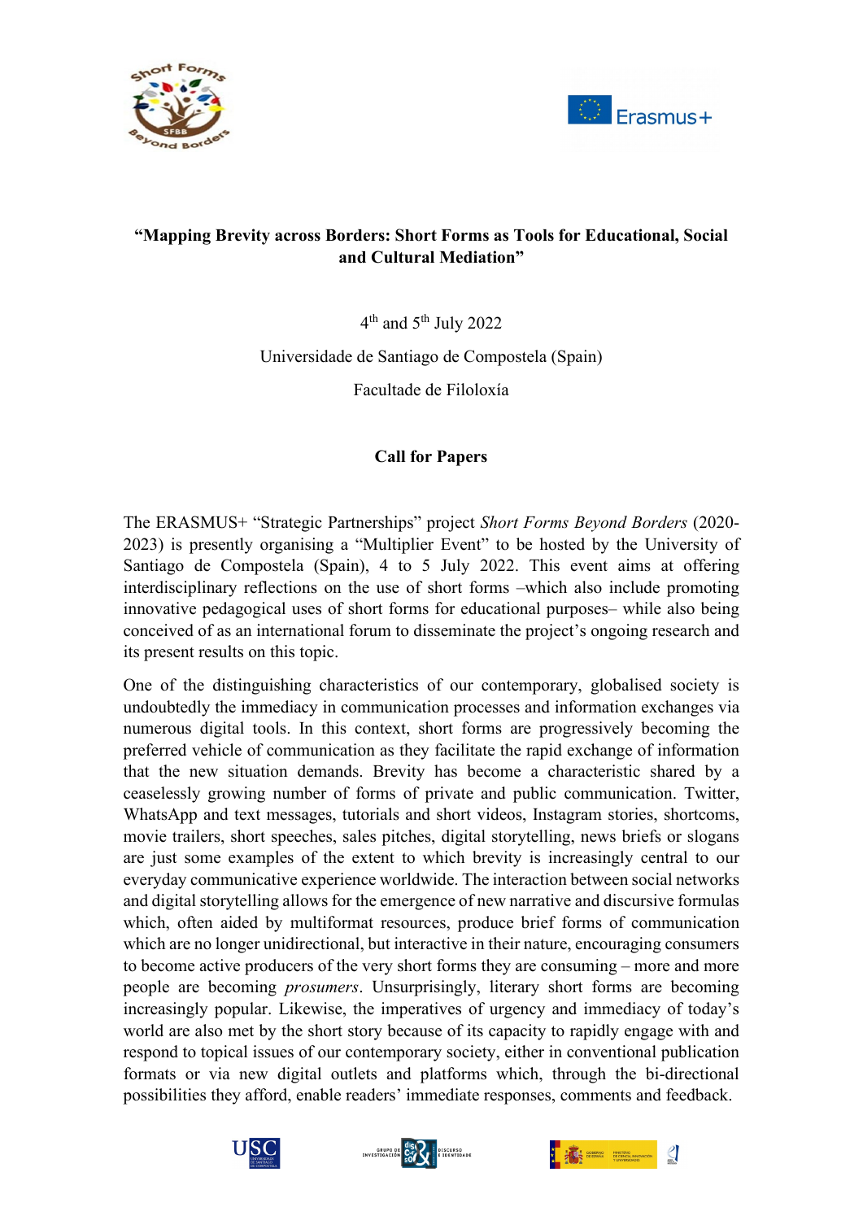**“Mapping Brevity across Borders: Short Forms as Tools for Educational, Social and Cultural Mediation”**

4th and 5th July 2022

Universidade de Santiago de Compostela (Spain)

Facultade de Filoloxía

**Call for Papers**

The ERASMUS+ “Strategic Partnerships” project *Short Forms Beyond Borders* (2020-2023) is presently organising a “Multiplier Event” to be hosted by the University of Santiago de Compostela (Spain), 4 to 5 July 2022. This event aims at offering interdisciplinary reflections on the use of short forms –which also include promoting innovative pedagogical uses of short forms for educational purposes– while also being conceived of as an international forum to disseminate the project’s ongoing research and its present results on this topic.

One of the distinguishing characteristics of our contemporary, globalised society is undoubtedly the immediacy in communication processes and information exchanges via numerous digital tools. In this context, short forms are progressively becoming the preferred vehicle of communication as they facilitate the rapid exchange of information that the new situation demands. Brevity has become a characteristic shared by a ceaselessly growing number of forms of private and public communication. Twitter, WhatsApp and text messages, tutorials and short videos, Instagram stories, shortcoms, movie trailers, short speeches, sales pitches, digital storytelling, news briefs or slogans are just some examples of the extent to which brevity is increasingly central to our everyday communicative experience worldwide. The interaction between social networks and digital storytelling allows for the emergence of new narrative and discursive formulas which, often aided by multiformat resources, produce brief forms of communication which are no longer unidirectional, but interactive in their nature, encouraging consumers to become active producers of the very short forms they are consuming – more and more people are becoming *prosumers*. Unsurprisingly, literary short forms are becoming increasingly popular. Likewise, the imperatives of urgency and immediacy of today’s world are also met by the short story because of its capacity to rapidly engage with and respond to topical issues of our contemporary society, either in conventional publication formats or via new digital outlets and platforms which, through the bi-directional possibilities they afford, enable readers’ immediate responses, comments and feedback.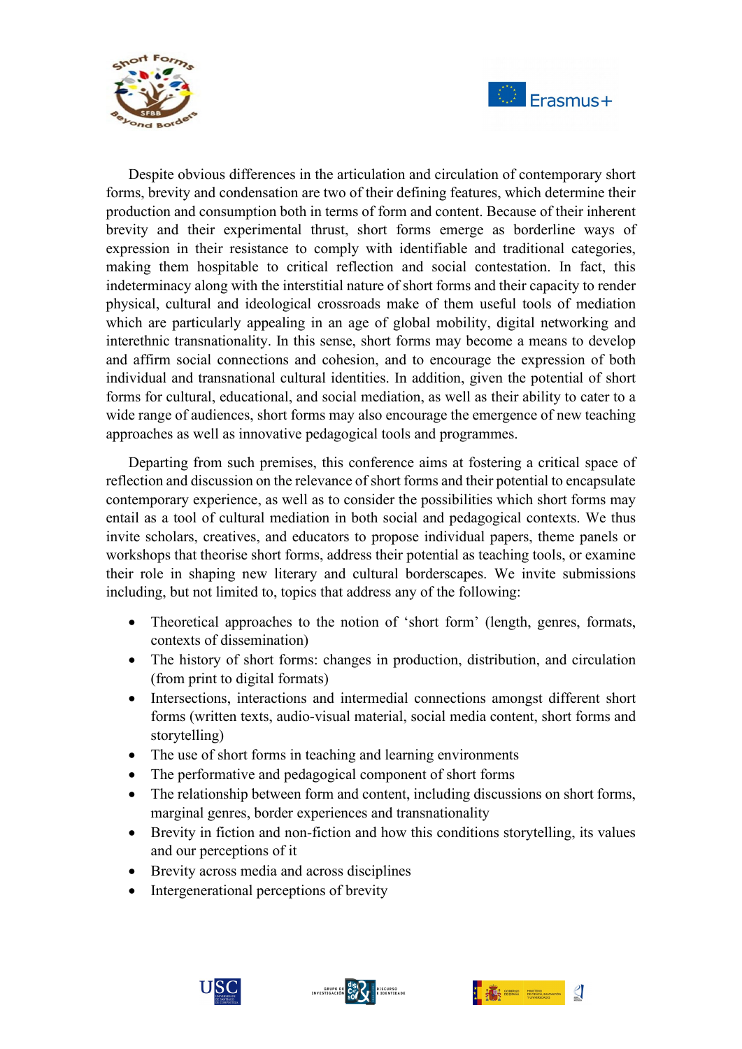Despite obvious differences in the articulation and circulation of contemporary short forms, brevity and condensation are two of their defining features, which determine their production and consumption both in terms of form and content. Because of their inherent brevity and their experimental thrust, short forms emerge as borderline ways of expression in their resistance to comply with identifiable and traditional categories, making them hospitable to critical reflection and social contestation. In fact, this indeterminacy along with the interstitial nature of short forms and their capacity to render physical, cultural and ideological crossroads make of them useful tools of mediation which are particularly appealing in an age of global mobility, digital networking and interethnic transnationality. In this sense, short forms may become a means to develop and affirm social connections and cohesion, and to encourage the expression of both individual and transnational cultural identities. In addition, given the potential of short forms for cultural, educational, and social mediation, as well as their ability to cater to a wide range of audiences, short forms may also encourage the emergence of new teaching approaches as well as innovative pedagogical tools and programmes.

Departing from such premises, this conference aims at fostering a critical space of reflection and discussion on the relevance of short forms and their potential to encapsulate contemporary experience, as well as to consider the possibilities which short forms may entail as a tool of cultural mediation in both social and pedagogical contexts. We thus invite scholars, creatives, and educators to propose individual papers, theme panels or workshops that theorise short forms, address their potential as teaching tools, or examine their role in shaping new literary and cultural borderscapes. We invite submissions including, but not limited to, topics that address any of the following:

- Theoretical approaches to the notion of 'short form' (length, genres, formats, contexts of dissemination)
- The history of short forms: changes in production, distribution, and circulation (from print to digital formats)
- Intersections, interactions and intermedial connections amongst different short forms (written texts, audio-visual material, social media content, short forms and storytelling)
- The use of short forms in teaching and learning environments
- The performative and pedagogical component of short forms
- The relationship between form and content, including discussions on short forms, marginal genres, border experiences and transnationality
- Brevity in fiction and non-fiction and how this conditions storytelling, its values and our perceptions of it
- Brevity across media and across disciplines
- Intergenerational perceptions of brevity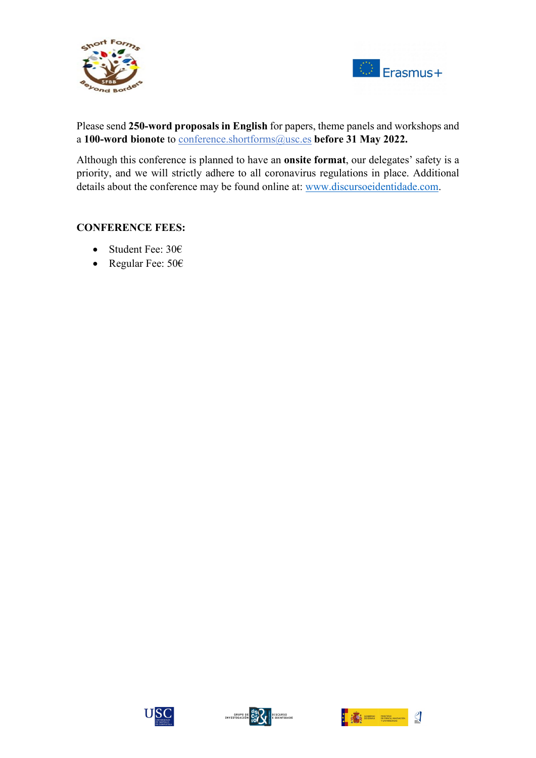Please send **250-word proposals in English** for papers, theme panels and workshops and a **100-word bionote** to conference.shortforms@usc.es **before 31 May 2022.**

Although this conference is planned to have an **onsite format**, our delegates' safety is a priority, and we will strictly adhere to all coronavirus regulations in place. Additional details about the conference may be found online at: www.discursoeidentidade.com.

**CONFERENCE FEES:**

- Student Fee: 30€
- Regular Fee: 50€